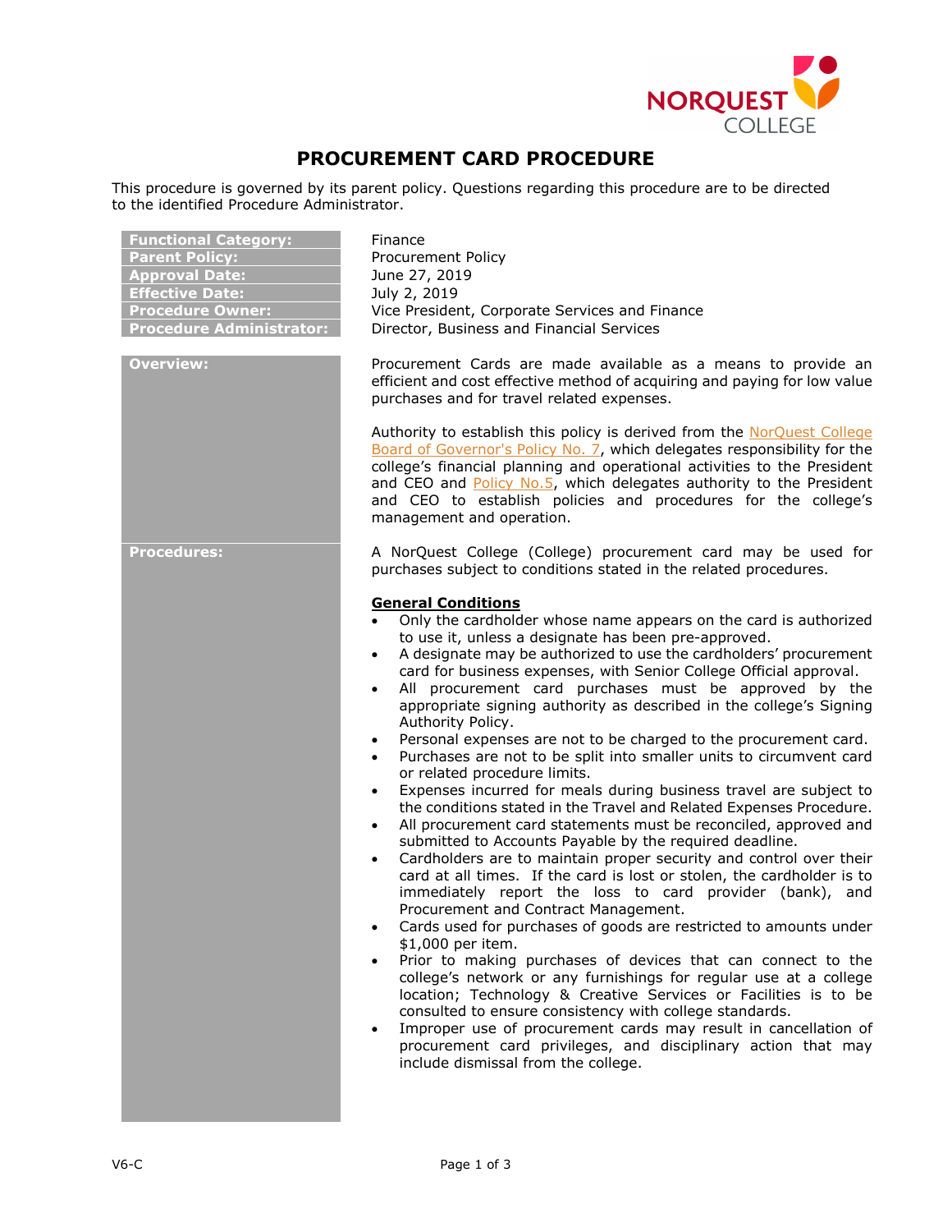# PROCUREMENT CARD PROCEDURE

This procedure is governed by its parent policy. Questions regarding this procedure are to be directed to the identified Procedure Administrator.

| | |
|---|---|
| **Functional Category:** | Finance |
| **Parent Policy:** | Procurement Policy |
| **Approval Date:** | June 27, 2019 |
| **Effective Date:** | July 2, 2019 |
| **Procedure Owner:** | Vice President, Corporate Services and Finance |
| **Procedure Administrator:** | Director, Business and Financial Services |

## Overview:

Procurement Cards are made available as a means to provide an efficient and cost effective method of acquiring and paying for low value purchases and for travel related expenses.

Authority to establish this policy is derived from the NorQuest College Board of Governor's Policy No. 7, which delegates responsibility for the college's financial planning and operational activities to the President and CEO and Policy No.5, which delegates authority to the President and CEO to establish policies and procedures for the college's management and operation.

## Procedures:

A NorQuest College (College) procurement card may be used for purchases subject to conditions stated in the related procedures.

**General Conditions**

- Only the cardholder whose name appears on the card is authorized to use it, unless a designate has been pre-approved.
- A designate may be authorized to use the cardholders' procurement card for business expenses, with Senior College Official approval.
- All procurement card purchases must be approved by the appropriate signing authority as described in the college's Signing Authority Policy.
- Personal expenses are not to be charged to the procurement card.
- Purchases are not to be split into smaller units to circumvent card or related procedure limits.
- Expenses incurred for meals during business travel are subject to the conditions stated in the Travel and Related Expenses Procedure.
- All procurement card statements must be reconciled, approved and submitted to Accounts Payable by the required deadline.
- Cardholders are to maintain proper security and control over their card at all times. If the card is lost or stolen, the cardholder is to immediately report the loss to card provider (bank), and Procurement and Contract Management.
- Cards used for purchases of goods are restricted to amounts under $1,000 per item.
- Prior to making purchases of devices that can connect to the college's network or any furnishings for regular use at a college location; Technology & Creative Services or Facilities is to be consulted to ensure consistency with college standards.
- Improper use of procurement cards may result in cancellation of procurement card privileges, and disciplinary action that may include dismissal from the college.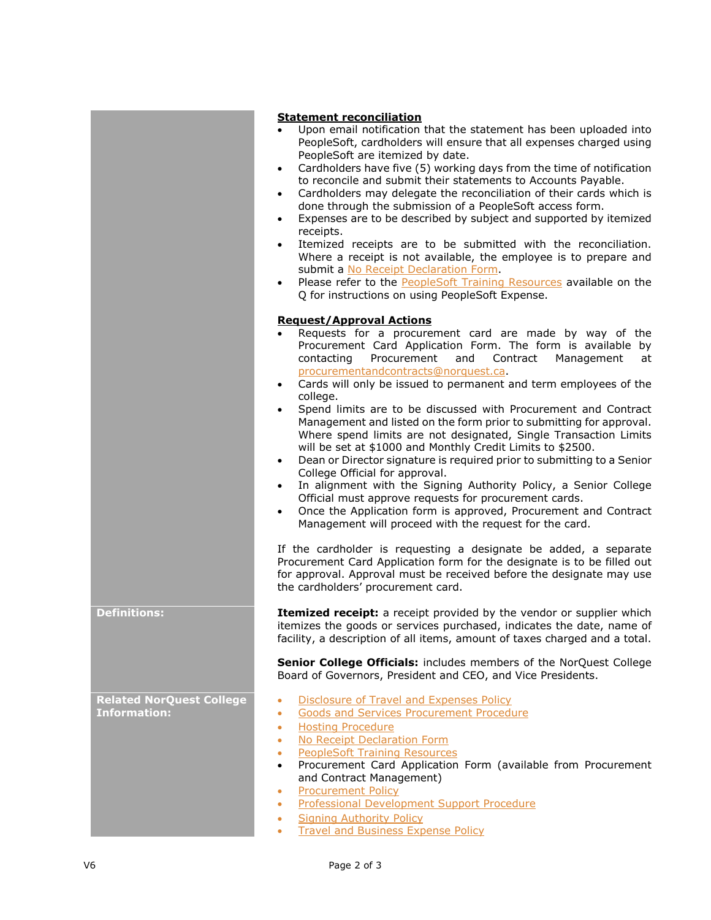**Statement reconciliation**

- Upon email notification that the statement has been uploaded into PeopleSoft, cardholders will ensure that all expenses charged using PeopleSoft are itemized by date.
- Cardholders have five (5) working days from the time of notification to reconcile and submit their statements to Accounts Payable.
- Cardholders may delegate the reconciliation of their cards which is done through the submission of a PeopleSoft access form.
- Expenses are to be described by subject and supported by itemized receipts.
- Itemized receipts are to be submitted with the reconciliation. Where a receipt is not available, the employee is to prepare and submit a No Receipt Declaration Form.
- Please refer to the PeopleSoft Training Resources available on the Q for instructions on using PeopleSoft Expense.

**Request/Approval Actions**

- Requests for a procurement card are made by way of the Procurement Card Application Form. The form is available by contacting Procurement and Contract Management at procurementandcontracts@norquest.ca.
- Cards will only be issued to permanent and term employees of the college.
- Spend limits are to be discussed with Procurement and Contract Management and listed on the form prior to submitting for approval. Where spend limits are not designated, Single Transaction Limits will be set at $1000 and Monthly Credit Limits to $2500.
- Dean or Director signature is required prior to submitting to a Senior College Official for approval.
- In alignment with the Signing Authority Policy, a Senior College Official must approve requests for procurement cards.
- Once the Application form is approved, Procurement and Contract Management will proceed with the request for the card.

If the cardholder is requesting a designate be added, a separate Procurement Card Application form for the designate is to be filled out for approval. Approval must be received before the designate may use the cardholders' procurement card.

**Definitions:**

**Itemized receipt:** a receipt provided by the vendor or supplier which itemizes the goods or services purchased, indicates the date, name of facility, a description of all items, amount of taxes charged and a total.

**Senior College Officials:** includes members of the NorQuest College Board of Governors, President and CEO, and Vice Presidents.

**Related NorQuest College Information:**

- Disclosure of Travel and Expenses Policy
- Goods and Services Procurement Procedure
- Hosting Procedure
- No Receipt Declaration Form
- PeopleSoft Training Resources
- Procurement Card Application Form (available from Procurement and Contract Management)
- Procurement Policy
- Professional Development Support Procedure
- Signing Authority Policy
- Travel and Business Expense Policy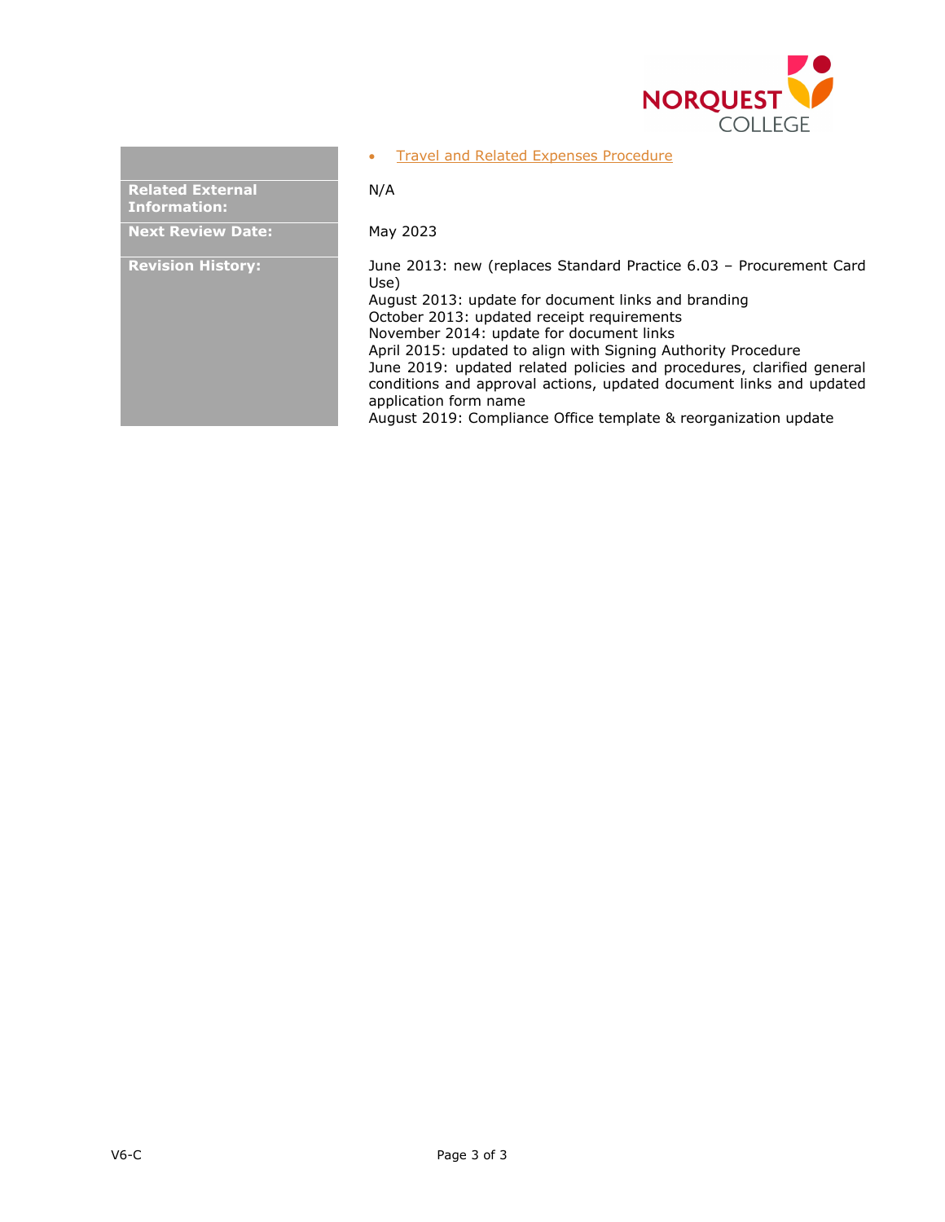| | |
|---|---|
| | • Travel and Related Expenses Procedure |
| **Related External Information:** | N/A |
| **Next Review Date:** | May 2023 |
| **Revision History:** | June 2013: new (replaces Standard Practice 6.03 – Procurement Card Use)<br>August 2013: update for document links and branding<br>October 2013: updated receipt requirements<br>November 2014: update for document links<br>April 2015: updated to align with Signing Authority Procedure<br>June 2019: updated related policies and procedures, clarified general conditions and approval actions, updated document links and updated application form name<br>August 2019: Compliance Office template & reorganization update |

V6-C